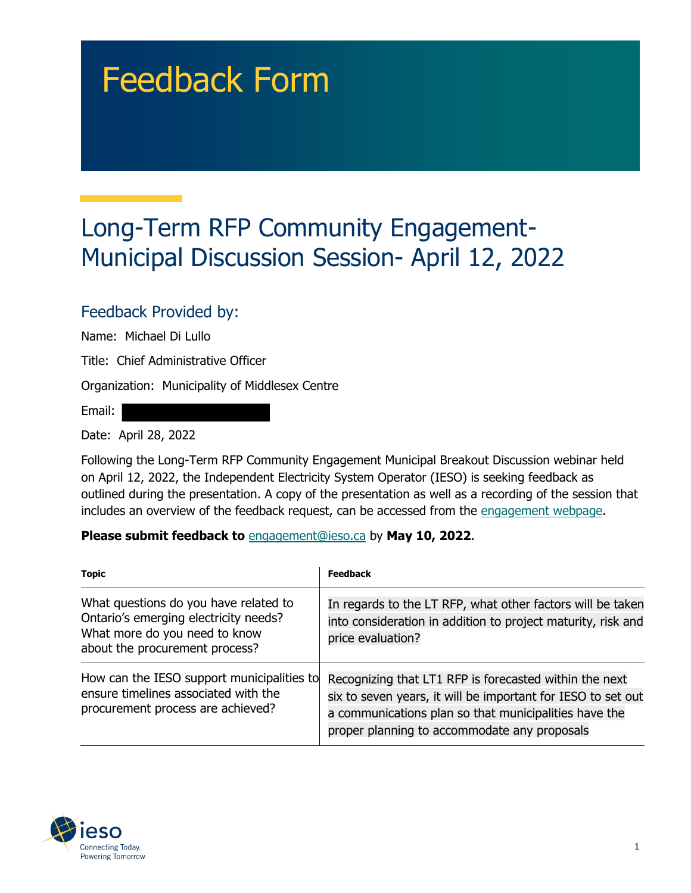# Feedback Form

## Long-Term RFP Community Engagement- Municipal Discussion Session- April 12, 2022

### Feedback Provided by:

Name: Michael Di Lullo

Title: Chief Administrative Officer

Organization: Municipality of Middlesex Centre

Email:

Date: April 28, 2022

Following the Long-Term RFP Community Engagement Municipal Breakout Discussion webinar held on April 12, 2022, the Independent Electricity System Operator (IESO) is seeking feedback as outlined during the presentation. A copy of the presentation as well as a recording of the session that includes an overview of the feedback request, can be accessed from the engagement webpage.

**Please submit feedback to** engagement@ieso.ca by **May 10, 2022**.

| Topic | Feedback |
| --- | --- |
| What questions do you have related to Ontario's emerging electricity needs? What more do you need to know about the procurement process? | In regards to the LT RFP, what other factors will be taken into consideration in addition to project maturity, risk and price evaluation? |
| How can the IESO support municipalities to ensure timelines associated with the procurement process are achieved? | Recognizing that LT1 RFP is forecasted within the next six to seven years, it will be important for IESO to set out a communications plan so that municipalities have the proper planning to accommodate any proposals |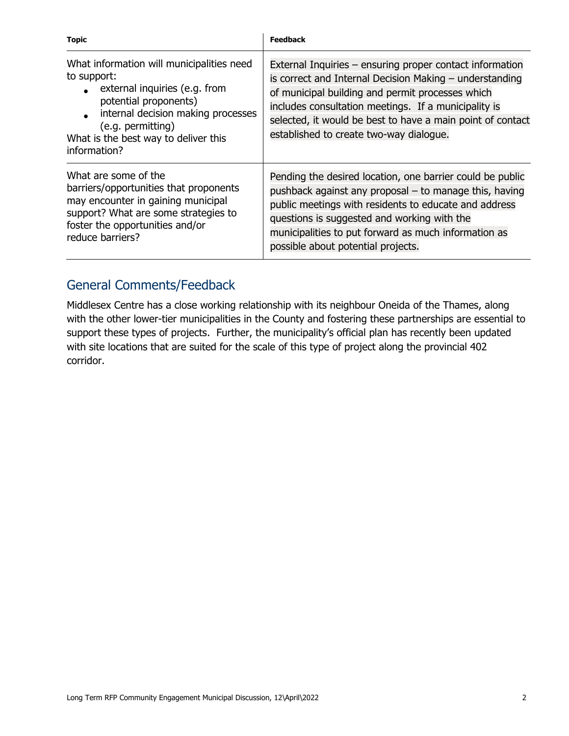| Topic | Feedback |
|---|---|
| What information will municipalities need to support: <br>• external inquiries (e.g. from potential proponents) <br>• internal decision making processes (e.g. permitting) <br>What is the best way to deliver this information? | External Inquiries – ensuring proper contact information is correct and Internal Decision Making – understanding of municipal building and permit processes which includes consultation meetings. If a municipality is selected, it would be best to have a main point of contact established to create two-way dialogue. |
| What are some of the barriers/opportunities that proponents may encounter in gaining municipal support? What are some strategies to foster the opportunities and/or reduce barriers? | Pending the desired location, one barrier could be public pushback against any proposal – to manage this, having public meetings with residents to educate and address questions is suggested and working with the municipalities to put forward as much information as possible about potential projects. |

## General Comments/Feedback

Middlesex Centre has a close working relationship with its neighbour Oneida of the Thames, along with the other lower-tier municipalities in the County and fostering these partnerships are essential to support these types of projects. Further, the municipality's official plan has recently been updated with site locations that are suited for the scale of this type of project along the provincial 402 corridor.